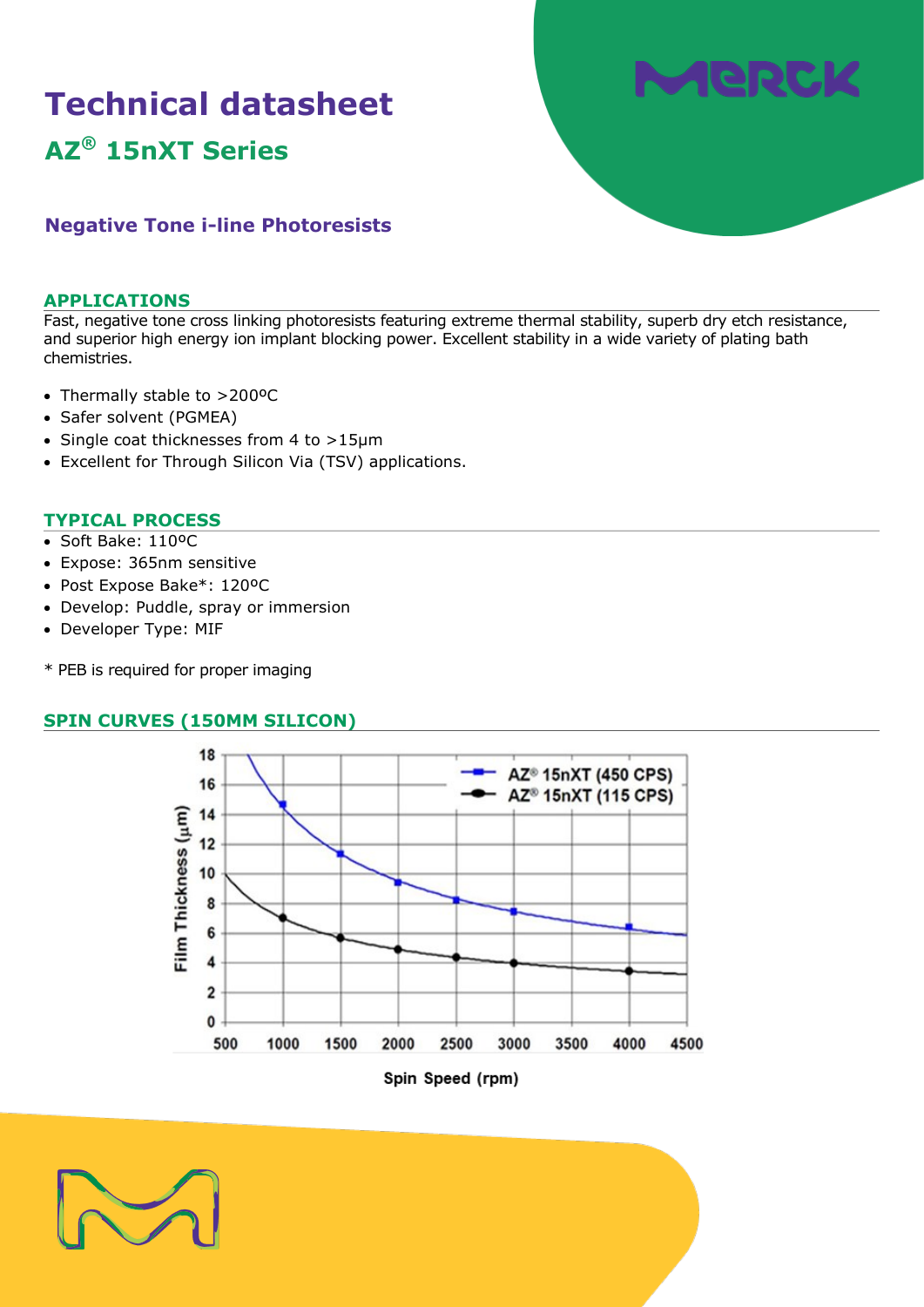# Technical datasheet

## AZ® 15nXT Series

### Negative Tone i-line Photoresists

## APPLICATIONS

Fast, negative tone cross linking photoresists featuring extreme thermal stability, superb dry etch resistance, and superior high energy ion implant blocking power. Excellent stability in a wide variety of plating bath chemistries.

- Thermally stable to >200ºC
- Safer solvent (PGMEA)
- Single coat thicknesses from 4 to >15µm
- Excellent for Through Silicon Via (TSV) applications.

## TYPICAL PROCESS

- Soft Bake: 110ºC
- Expose: 365nm sensitive
- Post Expose Bake*: 120ºC
- Develop: Puddle, spray or immersion
- Developer Type: MIF

* PEB is required for proper imaging

## SPIN CURVES (150MM SILICON)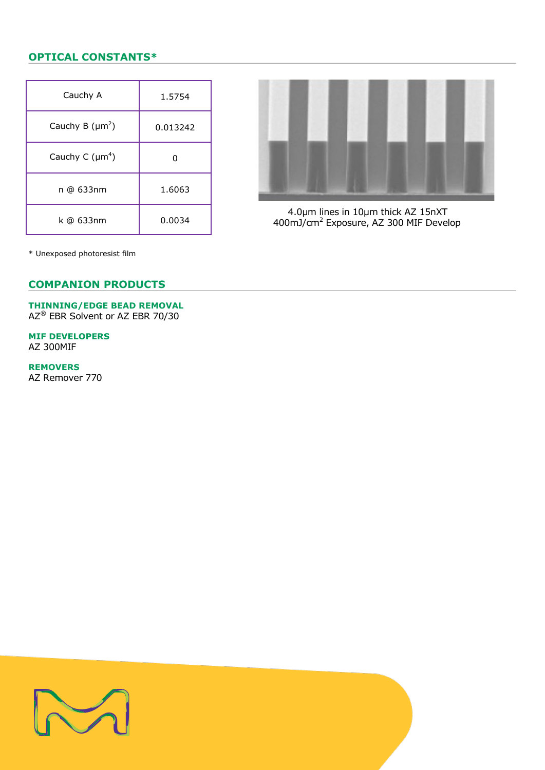## OPTICAL CONSTANTS*

| | |
|---|---|
| Cauchy A | 1.5754 |
| Cauchy B ($\mu m^2$) | 0.013242 |
| Cauchy C ($\mu m^4$) | 0 |
| n @ 633nm | 1.6063 |
| k @ 633nm | 0.0034 |

\* Unexposed photoresist film

4.0µm lines in 10µm thick AZ 15nXT
400mJ/$cm^2$ Exposure, AZ 300 MIF Develop

## COMPANION PRODUCTS

**THINNING/EDGE BEAD REMOVAL**
AZ® EBR Solvent or AZ EBR 70/30

**MIF DEVELOPERS**
AZ 300MIF

**REMOVERS**
AZ Remover 770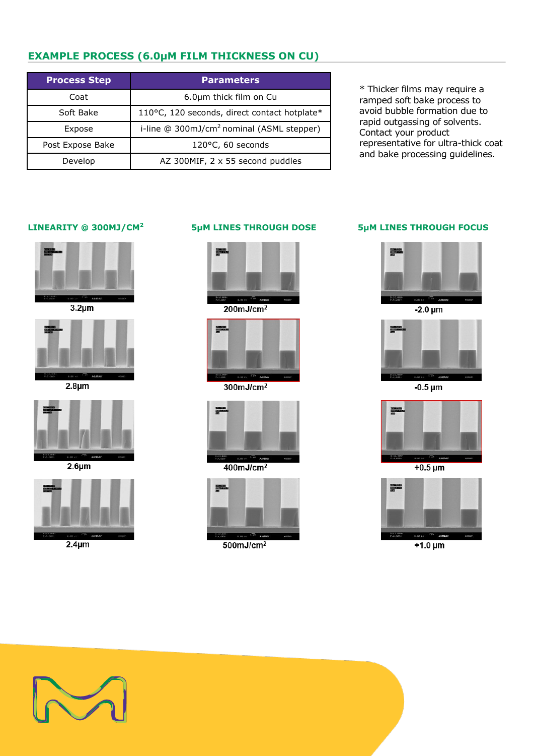## EXAMPLE PROCESS (6.0μM FILM THICKNESS ON CU)

| Process Step | Parameters |
|---|---|
| Coat | 6.0μm thick film on Cu |
| Soft Bake | 110°C, 120 seconds, direct contact hotplate* |
| Expose | i-line @ 300mJ/cm$^2$ nominal (ASML stepper) |
| Post Expose Bake | 120°C, 60 seconds |
| Develop | AZ 300MIF, 2 x 55 second puddles |

* Thicker films may require a ramped soft bake process to avoid bubble formation due to rapid outgassing of solvents. Contact your product representative for ultra-thick coat and bake processing guidelines.

### LINEARITY @ 300MJ/CM$^2$

3.2μm

2.8μm

2.6μm

2.4μm

### 5μM LINES THROUGH DOSE

200mJ/cm$^2$

300mJ/cm$^2$

400mJ/cm$^2$

500mJ/cm$^2$

### 5μM LINES THROUGH FOCUS

-2.0 μm

-0.5 μm

+0.5 μm

+1.0 μm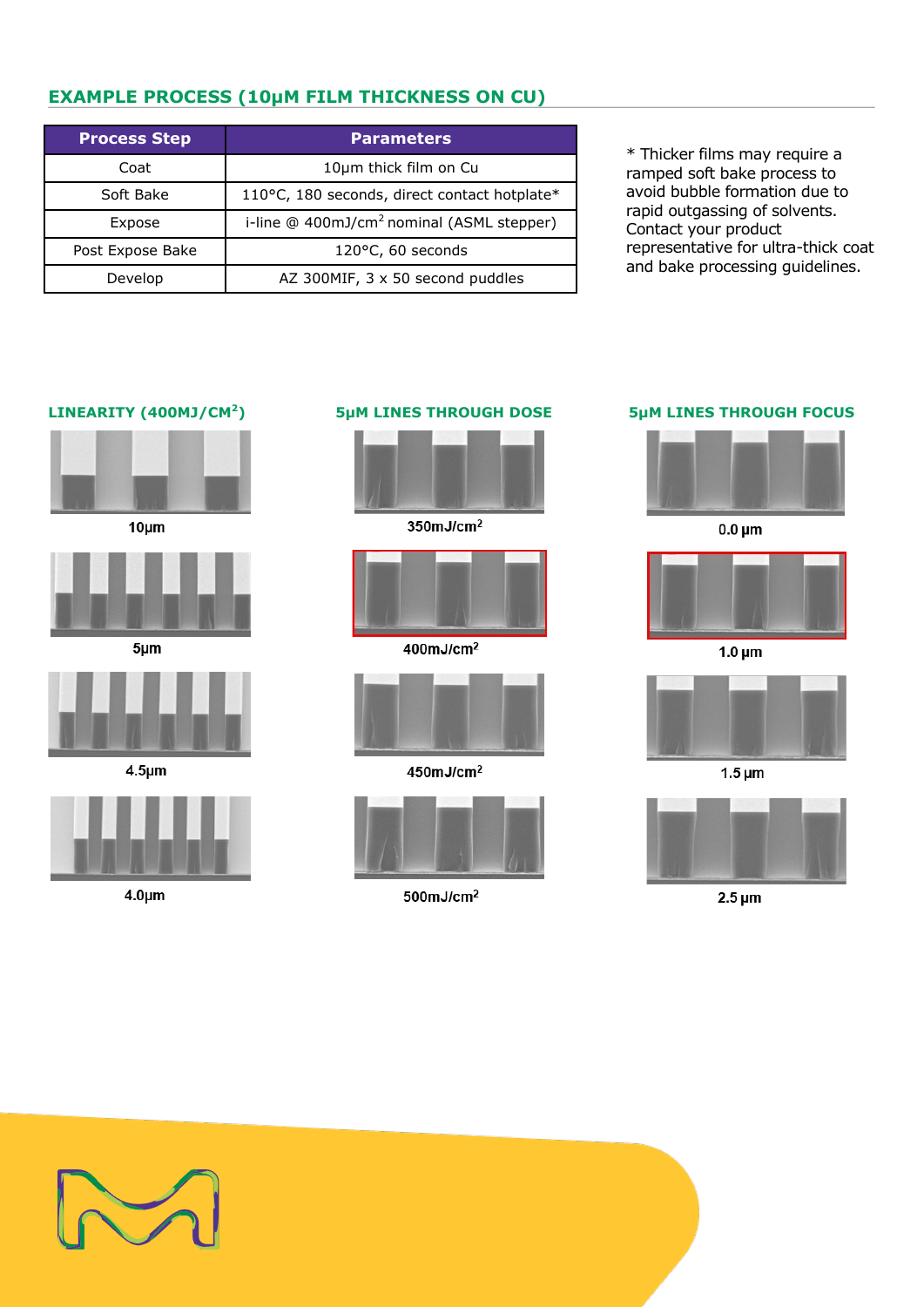## EXAMPLE PROCESS (10μM FILM THICKNESS ON CU)

| Process Step | Parameters |
|---|---|
| Coat | 10μm thick film on Cu |
| Soft Bake | 110°C, 180 seconds, direct contact hotplate* |
| Expose | i-line @ 400mJ/cm$^2$ nominal (ASML stepper) |
| Post Expose Bake | 120°C, 60 seconds |
| Develop | AZ 300MIF, 3 x 50 second puddles |

\* Thicker films may require a ramped soft bake process to avoid bubble formation due to rapid outgassing of solvents. Contact your product representative for ultra-thick coat and bake processing guidelines.

### LINEARITY (400MJ/CM$^2$)

10μm

5μm

4.5μm

4.0μm

### 5μM LINES THROUGH DOSE

350mJ/cm$^2$

400mJ/cm$^2$

450mJ/cm$^2$

500mJ/cm$^2$

### 5μM LINES THROUGH FOCUS

0.0 μm

1.0 μm

1.5 μm

2.5 μm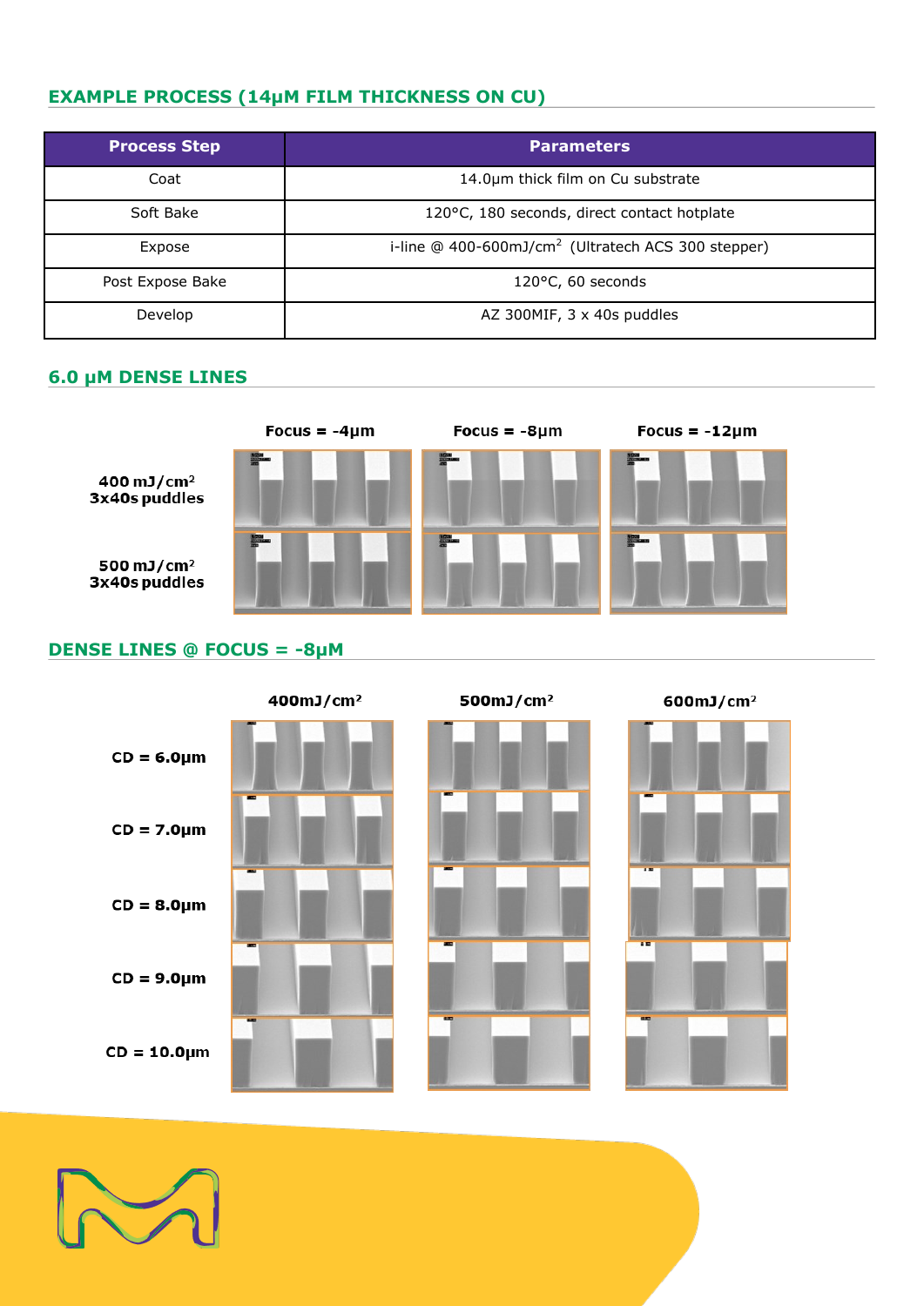## EXAMPLE PROCESS (14µM FILM THICKNESS ON CU)

| Process Step | Parameters |
|---|---|
| Coat | 14.0µm thick film on Cu substrate |
| Soft Bake | 120°C, 180 seconds, direct contact hotplate |
| Expose | i-line @ 400-600mJ/cm$^2$ (Ultratech ACS 300 stepper) |
| Post Expose Bake | 120°C, 60 seconds |
| Develop | AZ 300MIF, 3 x 40s puddles |

## 6.0 µM DENSE LINES

| | Focus = -4µm | Focus = -8µm | Focus = -12µm |
|---|---|---|---|
| 400 mJ/cm$^2$ 3x40s puddles | | | |
| 500 mJ/cm$^2$ 3x40s puddles | | | |

## DENSE LINES @ FOCUS = -8µM

| | 400mJ/cm$^2$ | 500mJ/cm$^2$ | 600mJ/cm$^2$ |
|---|---|---|---|
| CD = 6.0µm | | | |
| CD = 7.0µm | | | |
| CD = 8.0µm | | | |
| CD = 9.0µm | | | |
| CD = 10.0µm | | | |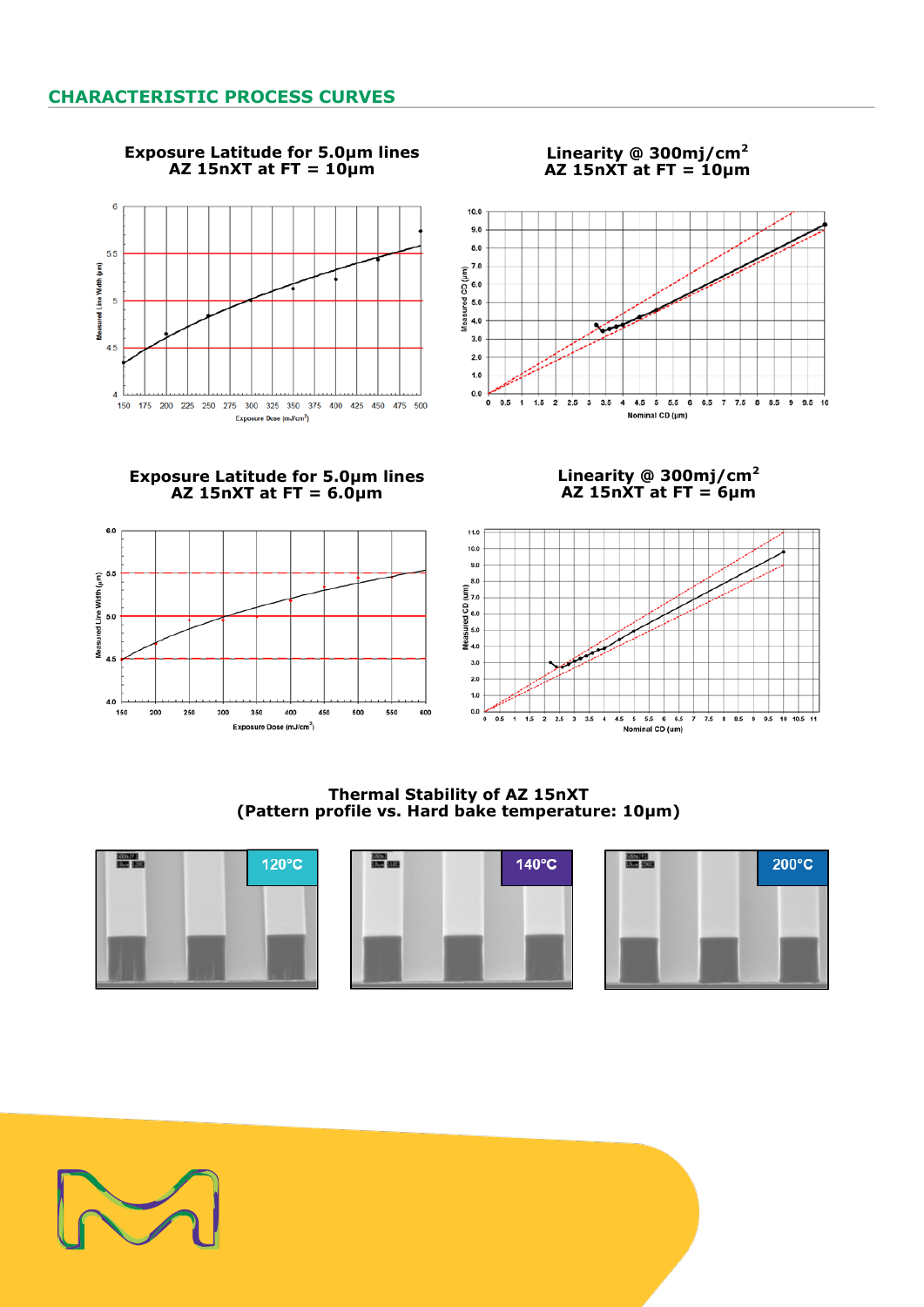## CHARACTERISTIC PROCESS CURVES

**Exposure Latitude for 5.0µm lines**
**AZ 15nXT at FT = 10µm**

**Linearity @ 300mj/cm$^2$**
**AZ 15nXT at FT = 10µm**

**Exposure Latitude for 5.0µm lines**
**AZ 15nXT at FT = 6.0µm**

**Linearity @ 300mj/cm$^2$**
**AZ 15nXT at FT = 6µm**

**Thermal Stability of AZ 15nXT**
**(Pattern profile vs. Hard bake temperature: 10µm)**

120°C

140°C

200°C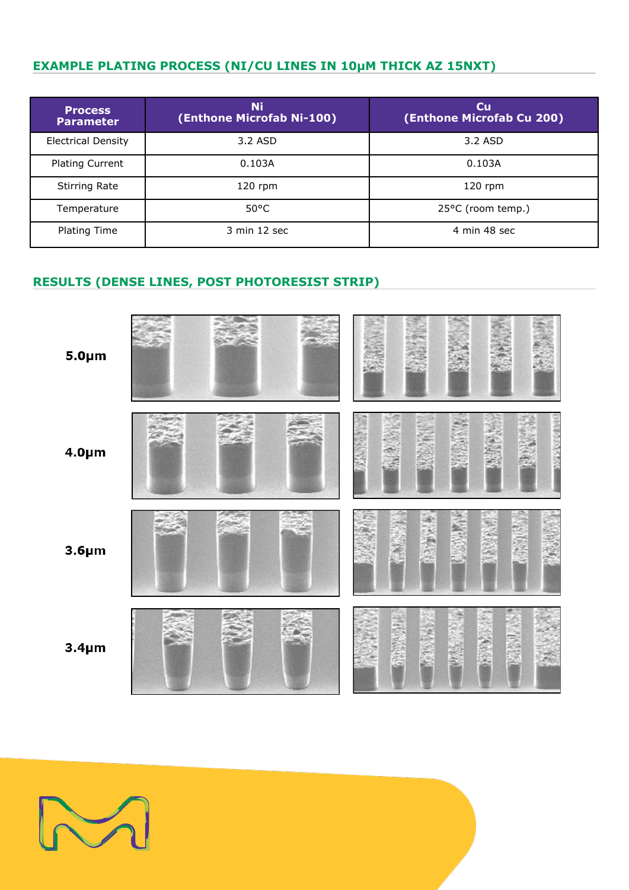## EXAMPLE PLATING PROCESS (NI/CU LINES IN 10µM THICK AZ 15NXT)

| Process Parameter | Ni (Enthone Microfab Ni-100) | Cu (Enthone Microfab Cu 200) |
|---|---|---|
| Electrical Density | 3.2 ASD | 3.2 ASD |
| Plating Current | 0.103A | 0.103A |
| Stirring Rate | 120 rpm | 120 rpm |
| Temperature | 50°C | 25°C (room temp.) |
| Plating Time | 3 min 12 sec | 4 min 48 sec |

## RESULTS (DENSE LINES, POST PHOTORESIST STRIP)

5.0µm

4.0µm

3.6µm

3.4µm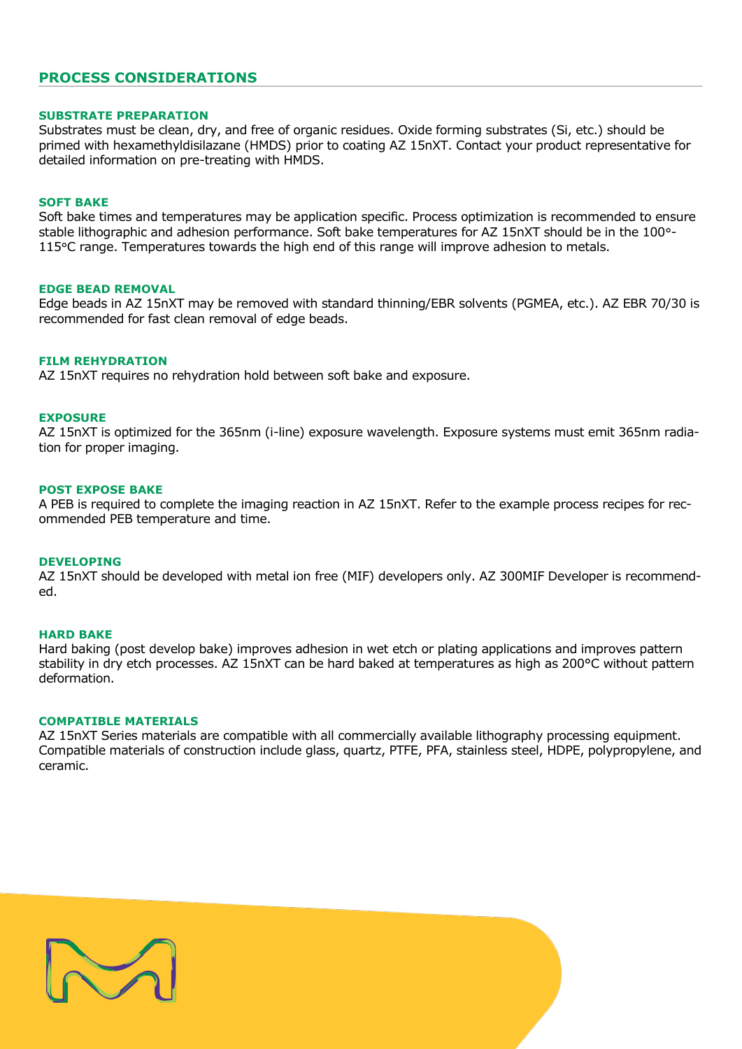## PROCESS CONSIDERATIONS

### SUBSTRATE PREPARATION

Substrates must be clean, dry, and free of organic residues. Oxide forming substrates (Si, etc.) should be primed with hexamethyldisilazane (HMDS) prior to coating AZ 15nXT. Contact your product representative for detailed information on pre-treating with HMDS.

### SOFT BAKE

Soft bake times and temperatures may be application specific. Process optimization is recommended to ensure stable lithographic and adhesion performance. Soft bake temperatures for AZ 15nXT should be in the 100°-115°C range. Temperatures towards the high end of this range will improve adhesion to metals.

### EDGE BEAD REMOVAL

Edge beads in AZ 15nXT may be removed with standard thinning/EBR solvents (PGMEA, etc.). AZ EBR 70/30 is recommended for fast clean removal of edge beads.

### FILM REHYDRATION

AZ 15nXT requires no rehydration hold between soft bake and exposure.

### EXPOSURE

AZ 15nXT is optimized for the 365nm (i-line) exposure wavelength. Exposure systems must emit 365nm radiation for proper imaging.

### POST EXPOSE BAKE

A PEB is required to complete the imaging reaction in AZ 15nXT. Refer to the example process recipes for recommended PEB temperature and time.

### DEVELOPING

AZ 15nXT should be developed with metal ion free (MIF) developers only. AZ 300MIF Developer is recommended.

### HARD BAKE

Hard baking (post develop bake) improves adhesion in wet etch or plating applications and improves pattern stability in dry etch processes. AZ 15nXT can be hard baked at temperatures as high as 200°C without pattern deformation.

### COMPATIBLE MATERIALS

AZ 15nXT Series materials are compatible with all commercially available lithography processing equipment. Compatible materials of construction include glass, quartz, PTFE, PFA, stainless steel, HDPE, polypropylene, and ceramic.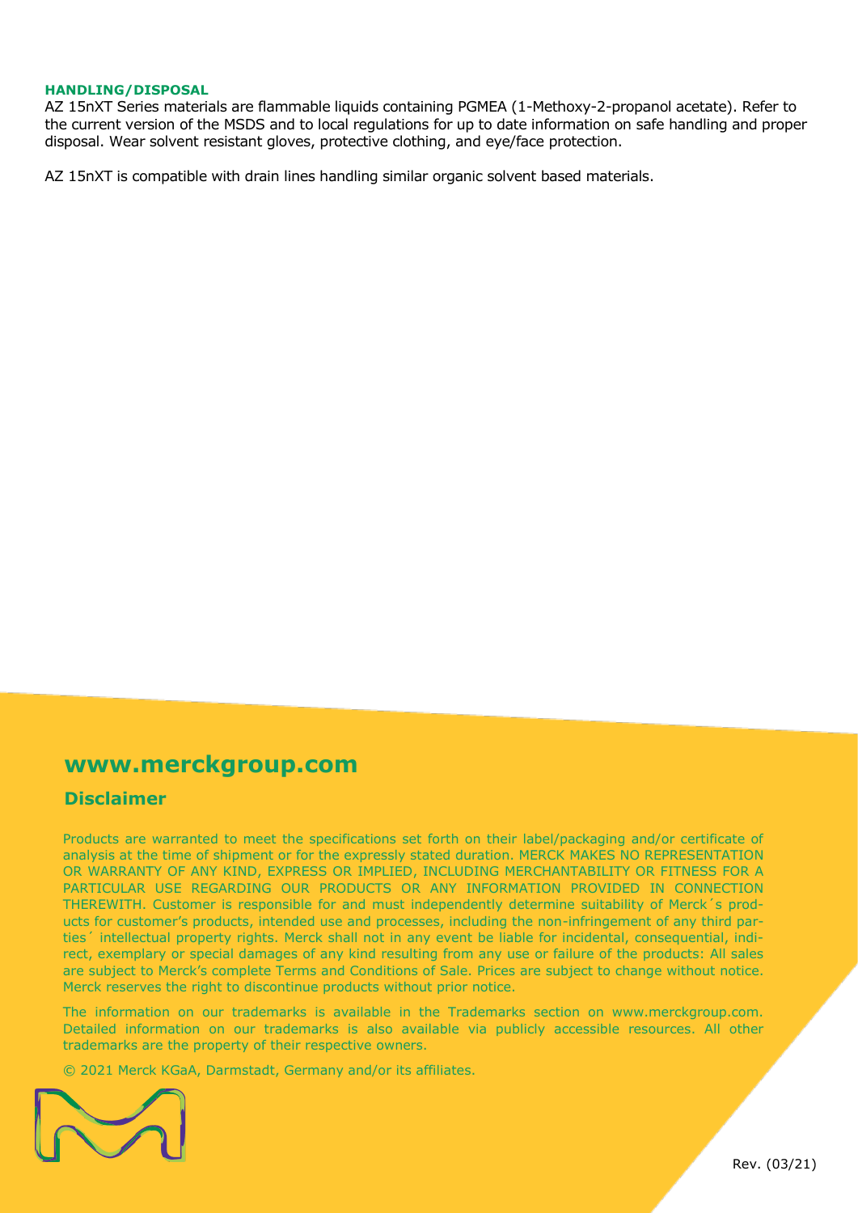### HANDLING/DISPOSAL

AZ 15nXT Series materials are flammable liquids containing PGMEA (1-Methoxy-2-propanol acetate). Refer to the current version of the MSDS and to local regulations for up to date information on safe handling and proper disposal. Wear solvent resistant gloves, protective clothing, and eye/face protection.

AZ 15nXT is compatible with drain lines handling similar organic solvent based materials.

## www.merckgroup.com

### Disclaimer

Products are warranted to meet the specifications set forth on their label/packaging and/or certificate of analysis at the time of shipment or for the expressly stated duration. MERCK MAKES NO REPRESENTATION OR WARRANTY OF ANY KIND, EXPRESS OR IMPLIED, INCLUDING MERCHANTABILITY OR FITNESS FOR A PARTICULAR USE REGARDING OUR PRODUCTS OR ANY INFORMATION PROVIDED IN CONNECTION THEREWITH. Customer is responsible for and must independently determine suitability of Merck´s products for customer's products, intended use and processes, including the non-infringement of any third parties´ intellectual property rights. Merck shall not in any event be liable for incidental, consequential, indirect, exemplary or special damages of any kind resulting from any use or failure of the products: All sales are subject to Merck's complete Terms and Conditions of Sale. Prices are subject to change without notice. Merck reserves the right to discontinue products without prior notice.

The information on our trademarks is available in the Trademarks section on www.merckgroup.com. Detailed information on our trademarks is also available via publicly accessible resources. All other trademarks are the property of their respective owners.

© 2021 Merck KGaA, Darmstadt, Germany and/or its affiliates.

Rev. (03/21)